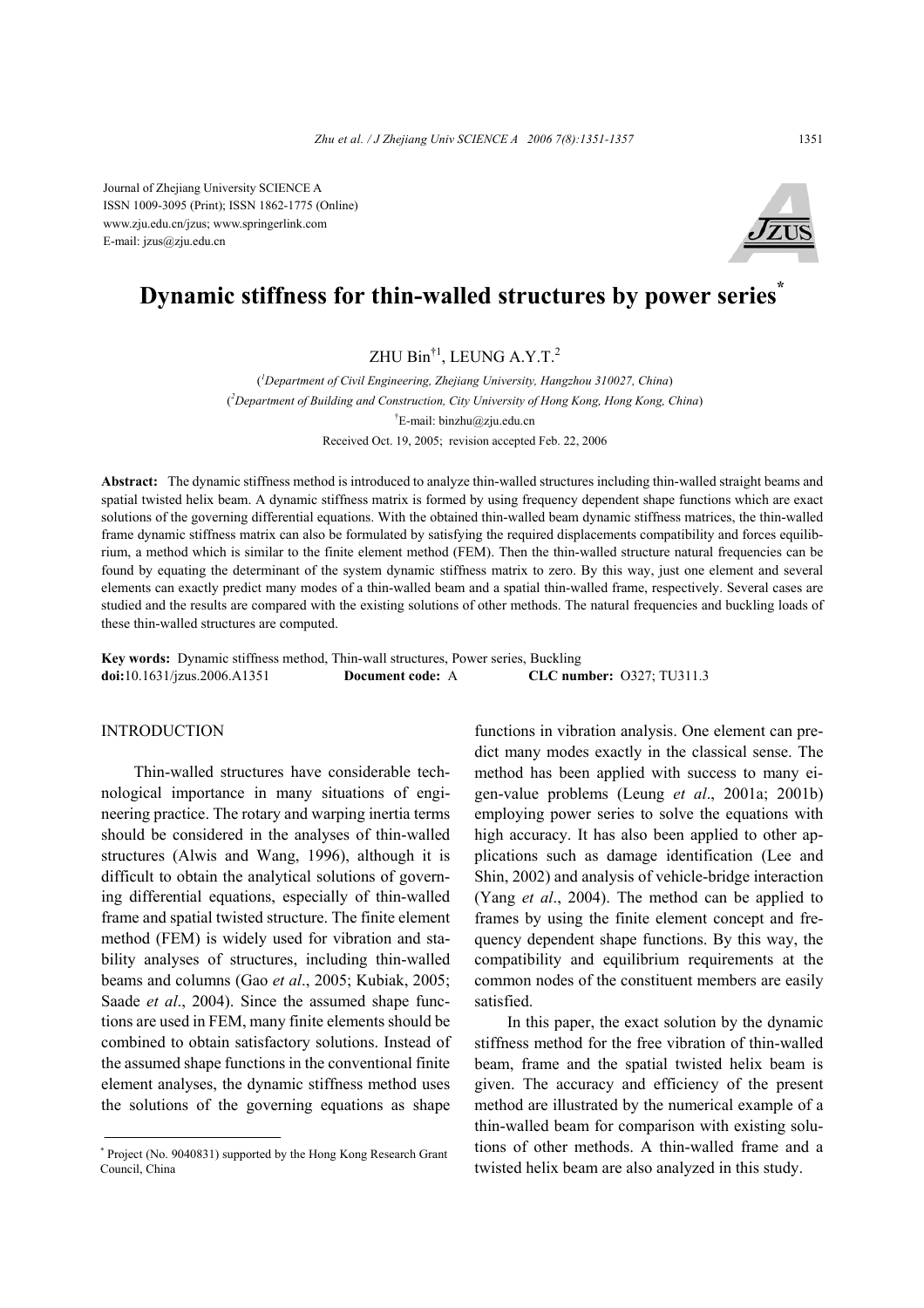Journal of Zhejiang University SCIENCE A
ISSN 1009-3095 (Print); ISSN 1862-1775 (Online)
www.zju.edu.cn/jzus; www.springerlink.com
E-mail: jzus@zju.edu.cn

# Dynamic stiffness for thin-walled structures by power series[*]

ZHU Bin[†1], LEUNG A.Y.T.[2]

([1]*Department of Civil Engineering, Zhejiang University, Hangzhou 310027, China*)
([2]*Department of Building and Construction, City University of Hong Kong, Hong Kong, China*)
[†]E-mail: binzhu@zju.edu.cn

Received Oct. 19, 2005; revision accepted Feb. 22, 2006

**Abstract:** The dynamic stiffness method is introduced to analyze thin-walled structures including thin-walled straight beams and spatial twisted helix beam. A dynamic stiffness matrix is formed by using frequency dependent shape functions which are exact solutions of the governing differential equations. With the obtained thin-walled beam dynamic stiffness matrices, the thin-walled frame dynamic stiffness matrix can also be formulated by satisfying the required displacements compatibility and forces equilibrium, a method which is similar to the finite element method (FEM). Then the thin-walled structure natural frequencies can be found by equating the determinant of the system dynamic stiffness matrix to zero. By this way, just one element and several elements can exactly predict many modes of a thin-walled beam and a spatial thin-walled frame, respectively. Several cases are studied and the results are compared with the existing solutions of other methods. The natural frequencies and buckling loads of these thin-walled structures are computed.

**Key words:** Dynamic stiffness method, Thin-wall structures, Power series, Buckling
**doi:**10.1631/jzus.2006.A1351 **Document code:** A **CLC number:** O327; TU311.3

## INTRODUCTION

Thin-walled structures have considerable technological importance in many situations of engineering practice. The rotary and warping inertia terms should be considered in the analyses of thin-walled structures (Alwis and Wang, 1996), although it is difficult to obtain the analytical solutions of governing differential equations, especially of thin-walled frame and spatial twisted structure. The finite element method (FEM) is widely used for vibration and stability analyses of structures, including thin-walled beams and columns (Gao *et al*., 2005; Kubiak, 2005; Saade *et al*., 2004). Since the assumed shape functions are used in FEM, many finite elements should be combined to obtain satisfactory solutions. Instead of the assumed shape functions in the conventional finite element analyses, the dynamic stiffness method uses the solutions of the governing equations as shape functions in vibration analysis. One element can predict many modes exactly in the classical sense. The method has been applied with success to many eigen-value problems (Leung *et al*., 2001a; 2001b) employing power series to solve the equations with high accuracy. It has also been applied to other applications such as damage identification (Lee and Shin, 2002) and analysis of vehicle-bridge interaction (Yang *et al*., 2004). The method can be applied to frames by using the finite element concept and frequency dependent shape functions. By this way, the compatibility and equilibrium requirements at the common nodes of the constituent members are easily satisfied.

In this paper, the exact solution by the dynamic stiffness method for the free vibration of thin-walled beam, frame and the spatial twisted helix beam is given. The accuracy and efficiency of the present method are illustrated by the numerical example of a thin-walled beam for comparison with existing solutions of other methods. A thin-walled frame and a twisted helix beam are also analyzed in this study.

[*] Project (No. 9040831) supported by the Hong Kong Research Grant Council, China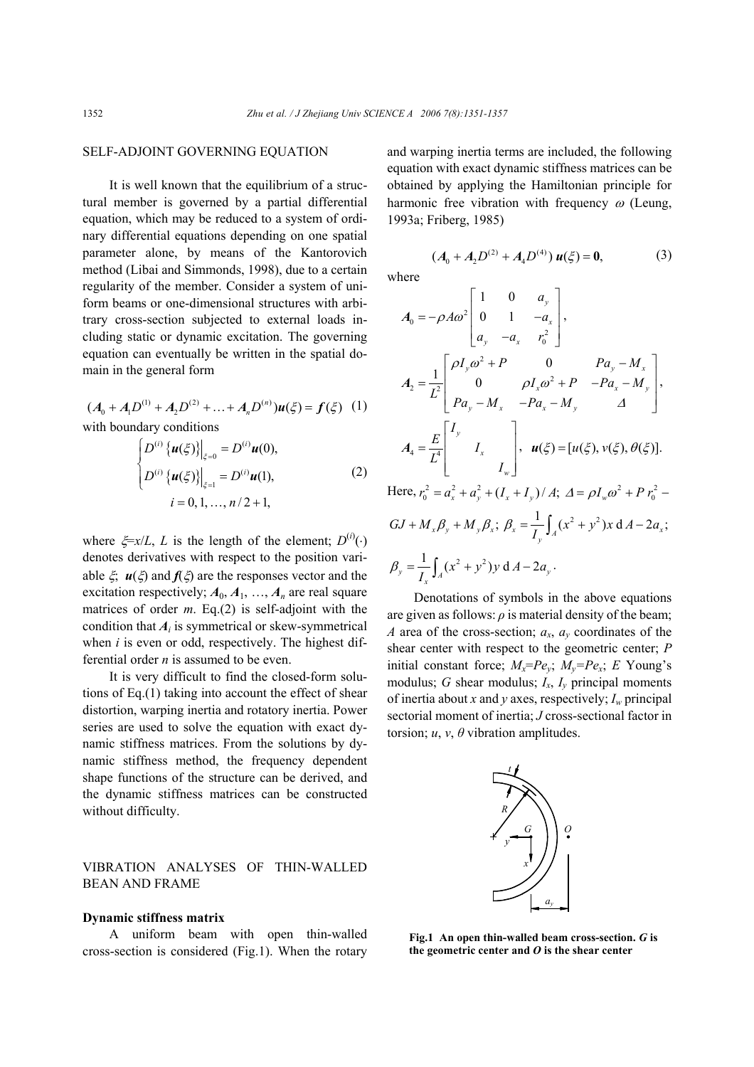## SELF-ADJOINT GOVERNING EQUATION

It is well known that the equilibrium of a structural member is governed by a partial differential equation, which may be reduced to a system of ordinary differential equations depending on one spatial parameter alone, by means of the Kantorovich method (Libai and Simmonds, 1998), due to a certain regularity of the member. Consider a system of uniform beams or one-dimensional structures with arbitrary cross-section subjected to external loads including static or dynamic excitation. The governing equation can eventually be written in the spatial domain in the general form

$$(\boldsymbol{A}_0 + \boldsymbol{A}_1 D^{(1)} + \boldsymbol{A}_2 D^{(2)} + \ldots + \boldsymbol{A}_n D^{(n)})\boldsymbol{u}(\xi) = \boldsymbol{f}(\xi) \quad (1)$$

with boundary conditions

$$\begin{cases} D^{(i)}\{\boldsymbol{u}(\xi)\}\big|_{\xi=0} = D^{(i)}\boldsymbol{u}(0), \\ D^{(i)}\{\boldsymbol{u}(\xi)\}\big|_{\xi=1} = D^{(i)}\boldsymbol{u}(1), \\ \qquad i = 0, 1, \ldots, n/2+1, \end{cases} \quad (2)$$

where $\xi = x/L$, $L$ is the length of the element; $D^{(i)}(\cdot)$ denotes derivatives with respect to the position variable $\xi$; $\boldsymbol{u}(\xi)$ and $\boldsymbol{f}(\xi)$ are the responses vector and the excitation respectively; $\boldsymbol{A}_0, \boldsymbol{A}_1, \ldots, \boldsymbol{A}_n$ are real square matrices of order $m$. Eq.(2) is self-adjoint with the condition that $\boldsymbol{A}_i$ is symmetrical or skew-symmetrical when $i$ is even or odd, respectively. The highest differential order $n$ is assumed to be even.

It is very difficult to find the closed-form solutions of Eq.(1) taking into account the effect of shear distortion, warping inertia and rotatory inertia. Power series are used to solve the equation with exact dynamic stiffness matrices. From the solutions by dynamic stiffness method, the frequency dependent shape functions of the structure can be derived, and the dynamic stiffness matrices can be constructed without difficulty.

## VIBRATION ANALYSES OF THIN-WALLED BEAN AND FRAME

### Dynamic stiffness matrix

A uniform beam with open thin-walled cross-section is considered (Fig.1). When the rotary and warping inertia terms are included, the following equation with exact dynamic stiffness matrices can be obtained by applying the Hamiltonian principle for harmonic free vibration with frequency $\omega$ (Leung, 1993a; Friberg, 1985)

$$(\boldsymbol{A}_0 + \boldsymbol{A}_2 D^{(2)} + \boldsymbol{A}_4 D^{(4)})\,\boldsymbol{u}(\xi) = \boldsymbol{0}, \quad (3)$$

where

$$\boldsymbol{A}_0 = -\rho A \omega^2 \begin{bmatrix} 1 & 0 & a_y \\ 0 & 1 & -a_x \\ a_y & -a_x & r_0^2 \end{bmatrix},$$

$$\boldsymbol{A}_2 = \frac{1}{L^2} \begin{bmatrix} \rho I_y \omega^2 + P & 0 & P a_y - M_x \\ 0 & \rho I_x \omega^2 + P & -P a_x - M_y \\ P a_y - M_x & -P a_x - M_y & \Delta \end{bmatrix},$$

$$\boldsymbol{A}_4 = \frac{E}{L^4} \begin{bmatrix} I_y & & \\ & I_x & \\ & & I_w \end{bmatrix}, \quad \boldsymbol{u}(\xi) = [u(\xi), v(\xi), \theta(\xi)].$$

Here, $r_0^2 = a_x^2 + a_y^2 + (I_x + I_y)/A$; $\Delta = \rho I_w \omega^2 + P r_0^2 - GJ + M_x \beta_y + M_y \beta_x$; $\beta_x = \dfrac{1}{I_y}\displaystyle\int_A (x^2 + y^2) x \,\mathrm{d}A - 2a_x$;

$\beta_y = \dfrac{1}{I_x}\displaystyle\int_A (x^2 + y^2) y \,\mathrm{d}A - 2a_y$.

Denotations of symbols in the above equations are given as follows: $\rho$ is material density of the beam; $A$ area of the cross-section; $a_x$, $a_y$ coordinates of the shear center with respect to the geometric center; $P$ initial constant force; $M_x = Pe_y$; $M_y = Pe_x$; $E$ Young's modulus; $G$ shear modulus; $I_x$, $I_y$ principal moments of inertia about $x$ and $y$ axes, respectively; $I_w$ principal sectorial moment of inertia; $J$ cross-sectional factor in torsion; $u$, $v$, $\theta$ vibration amplitudes.

**Fig.1 An open thin-walled beam cross-section. *G* is the geometric center and *O* is the shear center**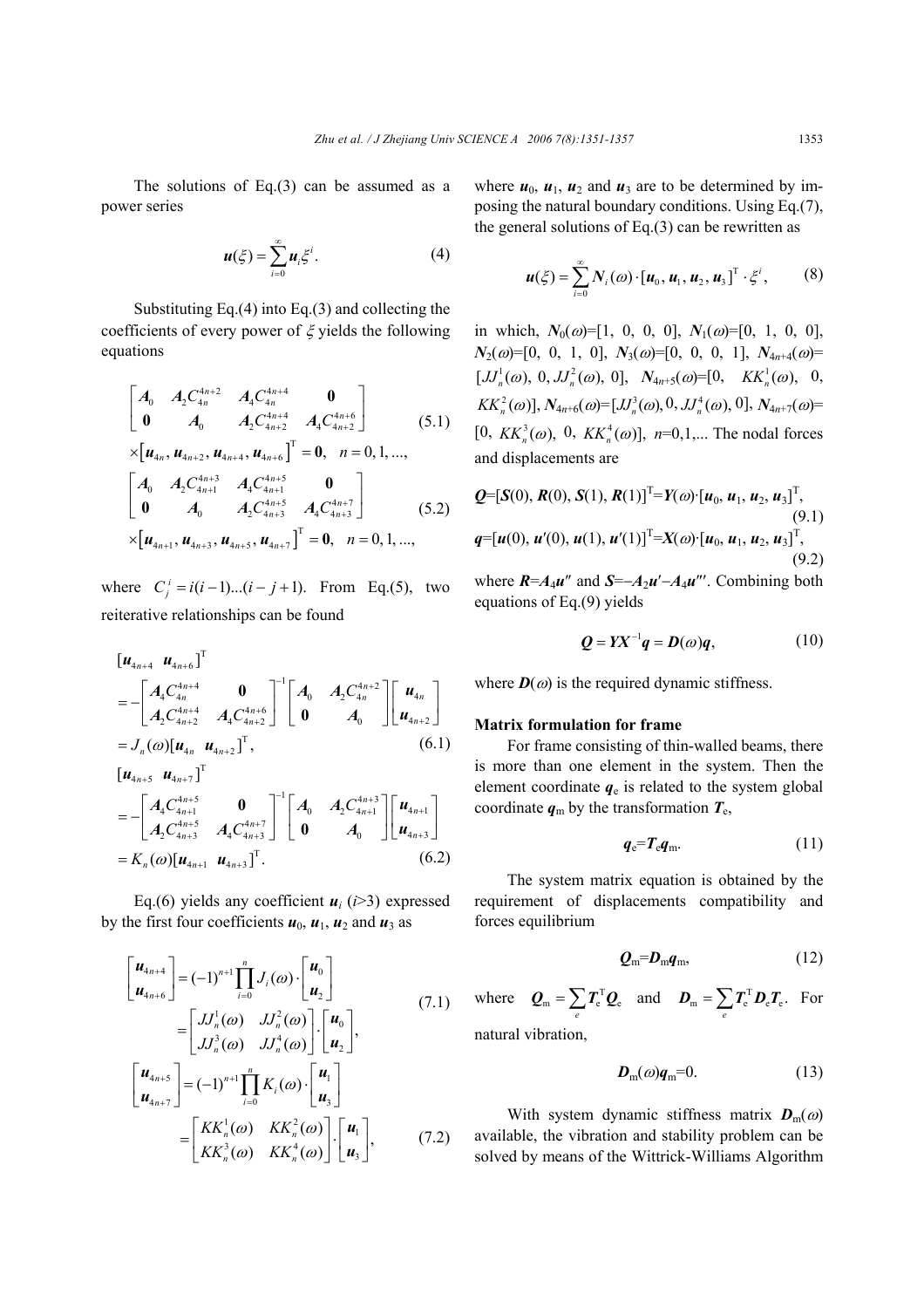The solutions of Eq.(3) can be assumed as a power series

$$\boldsymbol{u}(\xi)=\sum_{i=0}^{\infty}\boldsymbol{u}_i\xi^i. \tag{4}$$

Substituting Eq.(4) into Eq.(3) and collecting the coefficients of every power of $\xi$ yields the following equations

$$\begin{bmatrix}\boldsymbol{A}_0 & \boldsymbol{A}_2C_{4n}^{4n+2} & \boldsymbol{A}_4C_{4n}^{4n+4} & \boldsymbol{0}\\ \boldsymbol{0} & \boldsymbol{A}_0 & \boldsymbol{A}_2C_{4n+2}^{4n+4} & \boldsymbol{A}_4C_{4n+2}^{4n+6}\end{bmatrix}\times\left[\boldsymbol{u}_{4n},\boldsymbol{u}_{4n+2},\boldsymbol{u}_{4n+4},\boldsymbol{u}_{4n+6}\right]^{\mathrm{T}}=\boldsymbol{0},\quad n=0,1,..., \tag{5.1}$$

$$\begin{bmatrix}\boldsymbol{A}_0 & \boldsymbol{A}_2C_{4n+1}^{4n+3} & \boldsymbol{A}_4C_{4n+1}^{4n+5} & \boldsymbol{0}\\ \boldsymbol{0} & \boldsymbol{A}_0 & \boldsymbol{A}_2C_{4n+3}^{4n+5} & \boldsymbol{A}_4C_{4n+3}^{4n+7}\end{bmatrix}\times\left[\boldsymbol{u}_{4n+1},\boldsymbol{u}_{4n+3},\boldsymbol{u}_{4n+5},\boldsymbol{u}_{4n+7}\right]^{\mathrm{T}}=\boldsymbol{0},\quad n=0,1,..., \tag{5.2}$$

where $C_j^i=i(i-1)...(i-j+1)$. From Eq.(5), two reiterative relationships can be found

$$\begin{aligned}[\boldsymbol{u}_{4n+4}\ \ \boldsymbol{u}_{4n+6}]^{\mathrm{T}}&=-\begin{bmatrix}\boldsymbol{A}_4C_{4n}^{4n+4} & \boldsymbol{0}\\ \boldsymbol{A}_2C_{4n+2}^{4n+4} & \boldsymbol{A}_4C_{4n+2}^{4n+6}\end{bmatrix}^{-1}\begin{bmatrix}\boldsymbol{A}_0 & \boldsymbol{A}_2C_{4n}^{4n+2}\\ \boldsymbol{0} & \boldsymbol{A}_0\end{bmatrix}\begin{bmatrix}\boldsymbol{u}_{4n}\\ \boldsymbol{u}_{4n+2}\end{bmatrix}\\&=J_n(\omega)[\boldsymbol{u}_{4n}\ \ \boldsymbol{u}_{4n+2}]^{\mathrm{T}},\end{aligned} \tag{6.1}$$

$$\begin{aligned}[\boldsymbol{u}_{4n+5}\ \ \boldsymbol{u}_{4n+7}]^{\mathrm{T}}&=-\begin{bmatrix}\boldsymbol{A}_4C_{4n+1}^{4n+5} & \boldsymbol{0}\\ \boldsymbol{A}_2C_{4n+3}^{4n+5} & \boldsymbol{A}_4C_{4n+3}^{4n+7}\end{bmatrix}^{-1}\begin{bmatrix}\boldsymbol{A}_0 & \boldsymbol{A}_2C_{4n+1}^{4n+3}\\ \boldsymbol{0} & \boldsymbol{A}_0\end{bmatrix}\begin{bmatrix}\boldsymbol{u}_{4n+1}\\ \boldsymbol{u}_{4n+3}\end{bmatrix}\\&=K_n(\omega)[\boldsymbol{u}_{4n+1}\ \ \boldsymbol{u}_{4n+3}]^{\mathrm{T}}.\end{aligned} \tag{6.2}$$

Eq.(6) yields any coefficient $\boldsymbol{u}_i$ ($i$>3) expressed by the first four coefficients $\boldsymbol{u}_0$, $\boldsymbol{u}_1$, $\boldsymbol{u}_2$ and $\boldsymbol{u}_3$ as

$$\begin{bmatrix}\boldsymbol{u}_{4n+4}\\ \boldsymbol{u}_{4n+6}\end{bmatrix}=(-1)^{n+1}\prod_{i=0}^{n}J_i(\omega)\cdot\begin{bmatrix}\boldsymbol{u}_0\\ \boldsymbol{u}_2\end{bmatrix}=\begin{bmatrix}JJ_n^1(\omega) & JJ_n^2(\omega)\\ JJ_n^3(\omega) & JJ_n^4(\omega)\end{bmatrix}\cdot\begin{bmatrix}\boldsymbol{u}_0\\ \boldsymbol{u}_2\end{bmatrix}, \tag{7.1}$$

$$\begin{bmatrix}\boldsymbol{u}_{4n+5}\\ \boldsymbol{u}_{4n+7}\end{bmatrix}=(-1)^{n+1}\prod_{i=0}^{n}K_i(\omega)\cdot\begin{bmatrix}\boldsymbol{u}_1\\ \boldsymbol{u}_3\end{bmatrix}=\begin{bmatrix}KK_n^1(\omega) & KK_n^2(\omega)\\ KK_n^3(\omega) & KK_n^4(\omega)\end{bmatrix}\cdot\begin{bmatrix}\boldsymbol{u}_1\\ \boldsymbol{u}_3\end{bmatrix}, \tag{7.2}$$

where $\boldsymbol{u}_0$, $\boldsymbol{u}_1$, $\boldsymbol{u}_2$ and $\boldsymbol{u}_3$ are to be determined by imposing the natural boundary conditions. Using Eq.(7), the general solutions of Eq.(3) can be rewritten as

$$\boldsymbol{u}(\xi)=\sum_{i=0}^{\infty}\boldsymbol{N}_i(\omega)\cdot[\boldsymbol{u}_0,\boldsymbol{u}_1,\boldsymbol{u}_2,\boldsymbol{u}_3]^{\mathrm{T}}\cdot\xi^i, \tag{8}$$

in which, $\boldsymbol{N}_0(\omega)$=[1, 0, 0, 0], $\boldsymbol{N}_1(\omega)$=[0, 1, 0, 0], $\boldsymbol{N}_2(\omega)$=[0, 0, 1, 0], $\boldsymbol{N}_3(\omega)$=[0, 0, 0, 1], $\boldsymbol{N}_{4n+4}(\omega)$=$[JJ_n^1(\omega),\ 0,\ JJ_n^2(\omega),\ 0]$, $\boldsymbol{N}_{4n+5}(\omega)$=$[0,\ KK_n^1(\omega),\ 0,\ KK_n^2(\omega)]$, $\boldsymbol{N}_{4n+6}(\omega)$=$[JJ_n^3(\omega),0,JJ_n^4(\omega),0]$, $\boldsymbol{N}_{4n+7}(\omega)$=$[0,\ KK_n^3(\omega),\ 0,\ KK_n^4(\omega)]$, $n$=0,1,... The nodal forces and displacements are

$$\boldsymbol{Q}=[\boldsymbol{S}(0),\boldsymbol{R}(0),\boldsymbol{S}(1),\boldsymbol{R}(1)]^{\mathrm{T}}=\boldsymbol{Y}(\omega)\cdot[\boldsymbol{u}_0,\boldsymbol{u}_1,\boldsymbol{u}_2,\boldsymbol{u}_3]^{\mathrm{T}}, \tag{9.1}$$

$$\boldsymbol{q}=[\boldsymbol{u}(0),\boldsymbol{u}'(0),\boldsymbol{u}(1),\boldsymbol{u}'(1)]^{\mathrm{T}}=\boldsymbol{X}(\omega)\cdot[\boldsymbol{u}_0,\boldsymbol{u}_1,\boldsymbol{u}_2,\boldsymbol{u}_3]^{\mathrm{T}}, \tag{9.2}$$

where $\boldsymbol{R}=\boldsymbol{A}_4\boldsymbol{u}''$ and $\boldsymbol{S}=-\boldsymbol{A}_2\boldsymbol{u}'-\boldsymbol{A}_4\boldsymbol{u}'''$. Combining both equations of Eq.(9) yields

$$\boldsymbol{Q}=\boldsymbol{Y}\boldsymbol{X}^{-1}\boldsymbol{q}=\boldsymbol{D}(\omega)\boldsymbol{q}, \tag{10}$$

where $\boldsymbol{D}(\omega)$ is the required dynamic stiffness.

**Matrix formulation for frame**

For frame consisting of thin-walled beams, there is more than one element in the system. Then the element coordinate $\boldsymbol{q}_{\mathrm{e}}$ is related to the system global coordinate $\boldsymbol{q}_{\mathrm{m}}$ by the transformation $\boldsymbol{T}_{\mathrm{e}}$,

$$\boldsymbol{q}_{\mathrm{e}}=\boldsymbol{T}_{\mathrm{e}}\boldsymbol{q}_{\mathrm{m}}. \tag{11}$$

The system matrix equation is obtained by the requirement of displacements compatibility and forces equilibrium

$$\boldsymbol{Q}_{\mathrm{m}}=\boldsymbol{D}_{\mathrm{m}}\boldsymbol{q}_{\mathrm{m}}, \tag{12}$$

where $\boldsymbol{Q}_{\mathrm{m}}=\sum_e\boldsymbol{T}_{\mathrm{e}}^{\mathrm{T}}\boldsymbol{Q}_{\mathrm{e}}$ and $\boldsymbol{D}_{\mathrm{m}}=\sum_e\boldsymbol{T}_{\mathrm{e}}^{\mathrm{T}}\boldsymbol{D}_{\mathrm{e}}\boldsymbol{T}_{\mathrm{e}}$. For natural vibration,

$$\boldsymbol{D}_{\mathrm{m}}(\omega)\boldsymbol{q}_{\mathrm{m}}=0. \tag{13}$$

With system dynamic stiffness matrix $\boldsymbol{D}_{\mathrm{m}}(\omega)$ available, the vibration and stability problem can be solved by means of the Wittrick-Williams Algorithm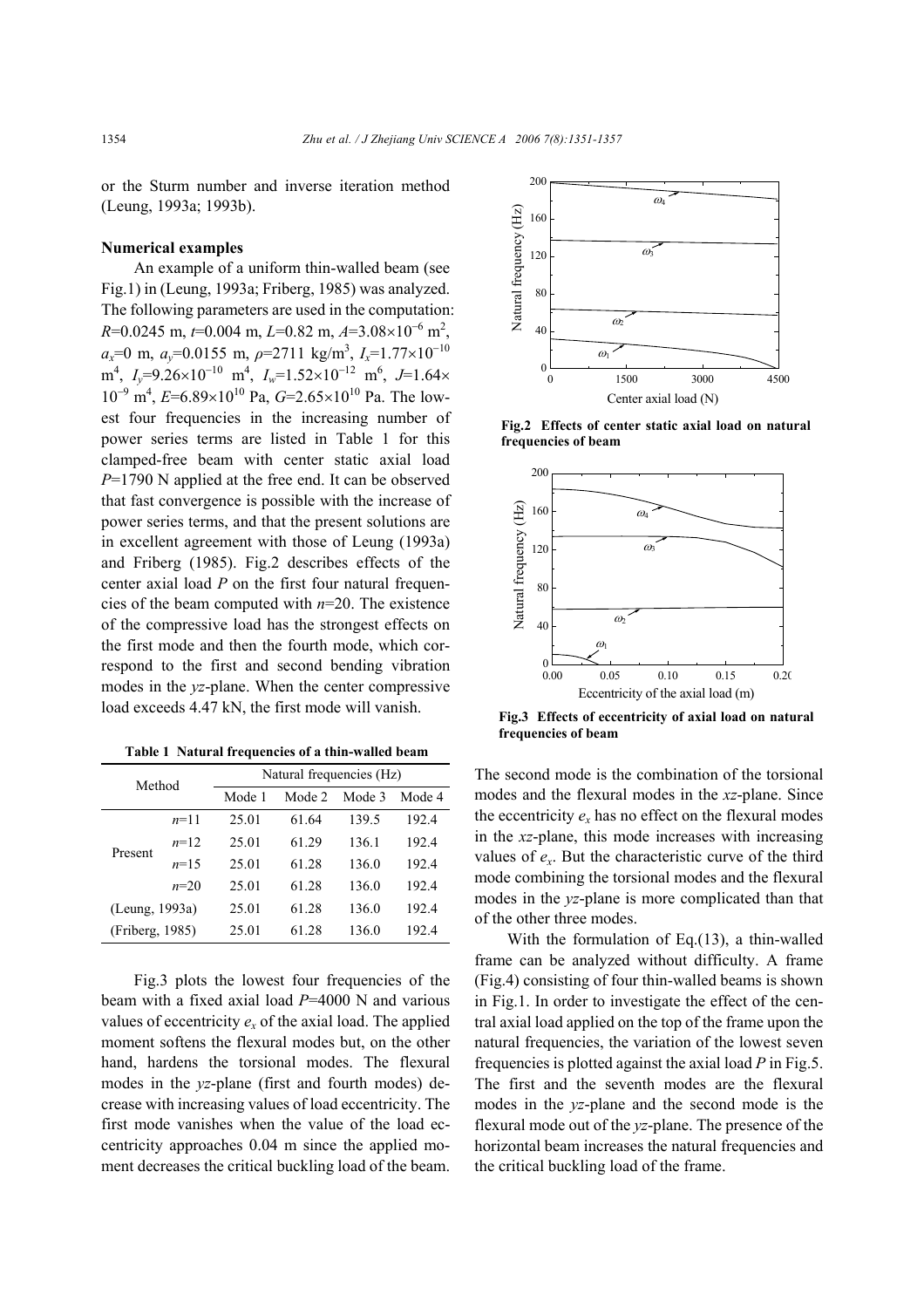or the Sturm number and inverse iteration method (Leung, 1993a; 1993b).

**Numerical examples**

An example of a uniform thin-walled beam (see Fig.1) in (Leung, 1993a; Friberg, 1985) was analyzed. The following parameters are used in the computation: $R$=0.0245 m, $t$=0.004 m, $L$=0.82 m, $A$=3.08×10$^{-6}$ m$^2$, $a_x$=0 m, $a_y$=0.0155 m, $\rho$=2711 kg/m$^3$, $I_x$=1.77×10$^{-10}$ m$^4$, $I_y$=9.26×10$^{-10}$ m$^4$, $I_w$=1.52×10$^{-12}$ m$^6$, $J$=1.64× 10$^{-9}$ m$^4$, $E$=6.89×10$^{10}$ Pa, $G$=2.65×10$^{10}$ Pa. The lowest four frequencies in the increasing number of power series terms are listed in Table 1 for this clamped-free beam with center static axial load $P$=1790 N applied at the free end. It can be observed that fast convergence is possible with the increase of power series terms, and that the present solutions are in excellent agreement with those of Leung (1993a) and Friberg (1985). Fig.2 describes effects of the center axial load $P$ on the first four natural frequencies of the beam computed with $n$=20. The existence of the compressive load has the strongest effects on the first mode and then the fourth mode, which correspond to the first and second bending vibration modes in the $yz$-plane. When the center compressive load exceeds 4.47 kN, the first mode will vanish.

**Table 1 Natural frequencies of a thin-walled beam**

| Method | | Natural frequencies (Hz) | | | |
|---|---|---|---|---|---|
| | | Mode 1 | Mode 2 | Mode 3 | Mode 4 |
| Present | $n$=11 | 25.01 | 61.64 | 139.5 | 192.4 |
| | $n$=12 | 25.01 | 61.29 | 136.1 | 192.4 |
| | $n$=15 | 25.01 | 61.28 | 136.0 | 192.4 |
| | $n$=20 | 25.01 | 61.28 | 136.0 | 192.4 |
| (Leung, 1993a) | | 25.01 | 61.28 | 136.0 | 192.4 |
| (Friberg, 1985) | | 25.01 | 61.28 | 136.0 | 192.4 |

Fig.3 plots the lowest four frequencies of the beam with a fixed axial load $P$=4000 N and various values of eccentricity $e_x$ of the axial load. The applied moment softens the flexural modes but, on the other hand, hardens the torsional modes. The flexural modes in the $yz$-plane (first and fourth modes) decrease with increasing values of load eccentricity. The first mode vanishes when the value of the load eccentricity approaches 0.04 m since the applied moment decreases the critical buckling load of the beam.

**Fig.2 Effects of center static axial load on natural frequencies of beam**

**Fig.3 Effects of eccentricity of axial load on natural frequencies of beam**

The second mode is the combination of the torsional modes and the flexural modes in the $xz$-plane. Since the eccentricity $e_x$ has no effect on the flexural modes in the $xz$-plane, this mode increases with increasing values of $e_x$. But the characteristic curve of the third mode combining the torsional modes and the flexural modes in the $yz$-plane is more complicated than that of the other three modes.

With the formulation of Eq.(13), a thin-walled frame can be analyzed without difficulty. A frame (Fig.4) consisting of four thin-walled beams is shown in Fig.1. In order to investigate the effect of the central axial load applied on the top of the frame upon the natural frequencies, the variation of the lowest seven frequencies is plotted against the axial load $P$ in Fig.5. The first and the seventh modes are the flexural modes in the $yz$-plane and the second mode is the flexural mode out of the $yz$-plane. The presence of the horizontal beam increases the natural frequencies and the critical buckling load of the frame.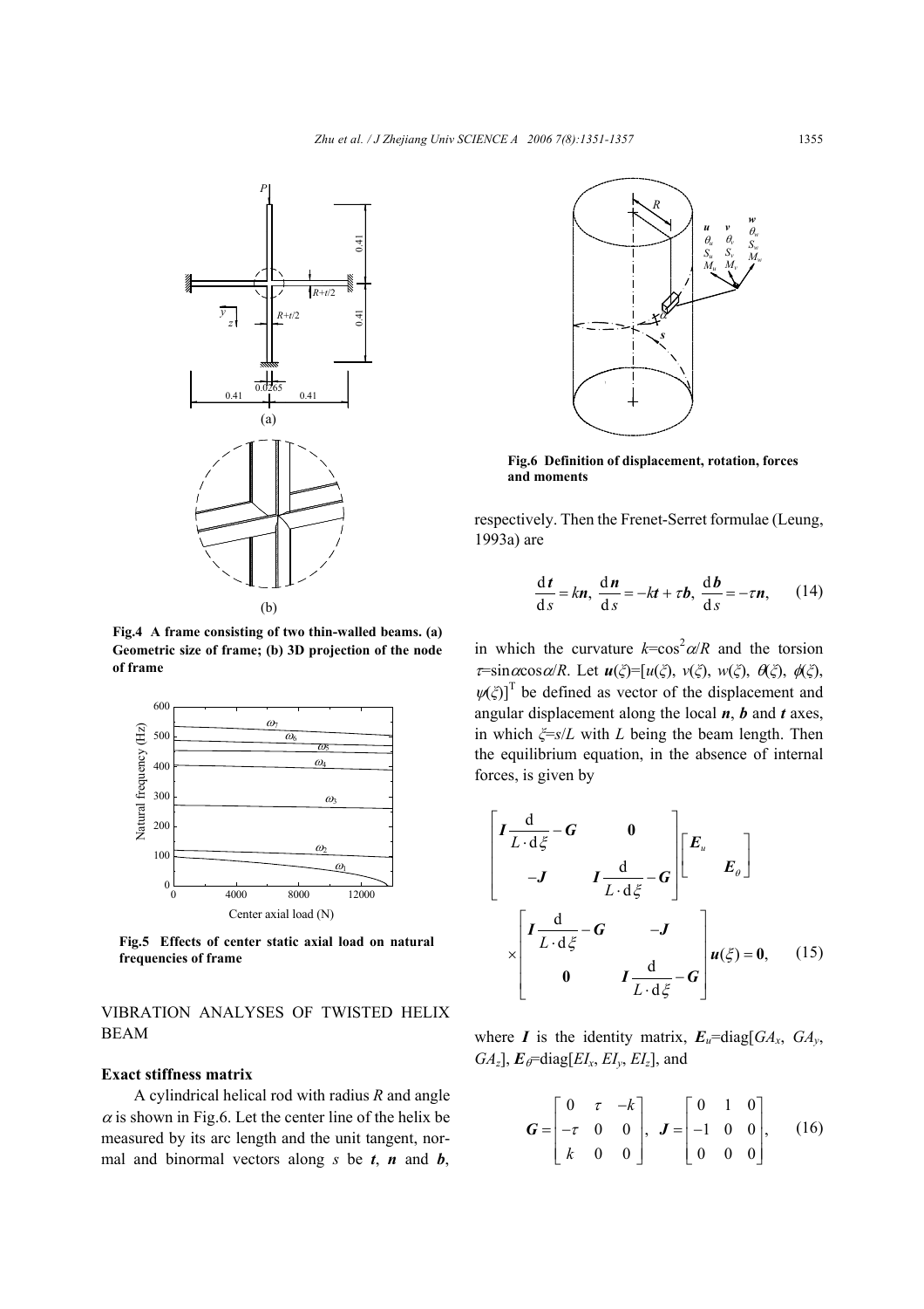Fig.4 A frame consisting of two thin-walled beams. (a) Geometric size of frame; (b) 3D projection of the node of frame

Fig.5 Effects of center static axial load on natural frequencies of frame

## VIBRATION ANALYSES OF TWISTED HELIX BEAM

### Exact stiffness matrix

A cylindrical helical rod with radius $R$ and angle $\alpha$ is shown in Fig.6. Let the center line of the helix be measured by its arc length and the unit tangent, normal and binormal vectors along $s$ be $\boldsymbol{t}$, $\boldsymbol{n}$ and $\boldsymbol{b}$, respectively. Then the Frenet-Serret formulae (Leung, 1993a) are

Fig.6 Definition of displacement, rotation, forces and moments

$$\frac{\mathrm{d}\boldsymbol{t}}{\mathrm{d}s}=k\boldsymbol{n},\ \frac{\mathrm{d}\boldsymbol{n}}{\mathrm{d}s}=-k\boldsymbol{t}+\tau\boldsymbol{b},\ \frac{\mathrm{d}\boldsymbol{b}}{\mathrm{d}s}=-\tau\boldsymbol{n},\qquad(14)$$

in which the curvature $k=\cos^2\alpha/R$ and the torsion $\tau=\sin\alpha\cos\alpha/R$. Let $\boldsymbol{u}(\xi)=[u(\xi),\ v(\xi),\ w(\xi),\ \theta(\xi),\ \phi(\xi),\ \psi(\xi)]^{\mathrm{T}}$ be defined as vector of the displacement and angular displacement along the local $\boldsymbol{n}$, $\boldsymbol{b}$ and $\boldsymbol{t}$ axes, in which $\xi=s/L$ with $L$ being the beam length. Then the equilibrium equation, in the absence of internal forces, is given by

$$\begin{bmatrix}\boldsymbol{I}\dfrac{\mathrm{d}}{L\cdot\mathrm{d}\xi}-\boldsymbol{G} & \boldsymbol{0}\\ -\boldsymbol{J} & \boldsymbol{I}\dfrac{\mathrm{d}}{L\cdot\mathrm{d}\xi}-\boldsymbol{G}\end{bmatrix}\begin{bmatrix}\boldsymbol{E}_u & \\ & \boldsymbol{E}_\theta\end{bmatrix}\times\begin{bmatrix}\boldsymbol{I}\dfrac{\mathrm{d}}{L\cdot\mathrm{d}\xi}-\boldsymbol{G} & -\boldsymbol{J}\\ \boldsymbol{0} & \boldsymbol{I}\dfrac{\mathrm{d}}{L\cdot\mathrm{d}\xi}-\boldsymbol{G}\end{bmatrix}\boldsymbol{u}(\xi)=\boldsymbol{0},\qquad(15)$$

where $\boldsymbol{I}$ is the identity matrix, $\boldsymbol{E}_u=\mathrm{diag}[GA_x,\ GA_y,\ GA_z]$, $\boldsymbol{E}_\theta=\mathrm{diag}[EI_x,\ EI_y,\ EI_z]$, and

$$\boldsymbol{G}=\begin{bmatrix}0 & \tau & -k\\ -\tau & 0 & 0\\ k & 0 & 0\end{bmatrix},\quad \boldsymbol{J}=\begin{bmatrix}0 & 1 & 0\\ -1 & 0 & 0\\ 0 & 0 & 0\end{bmatrix},\qquad(16)$$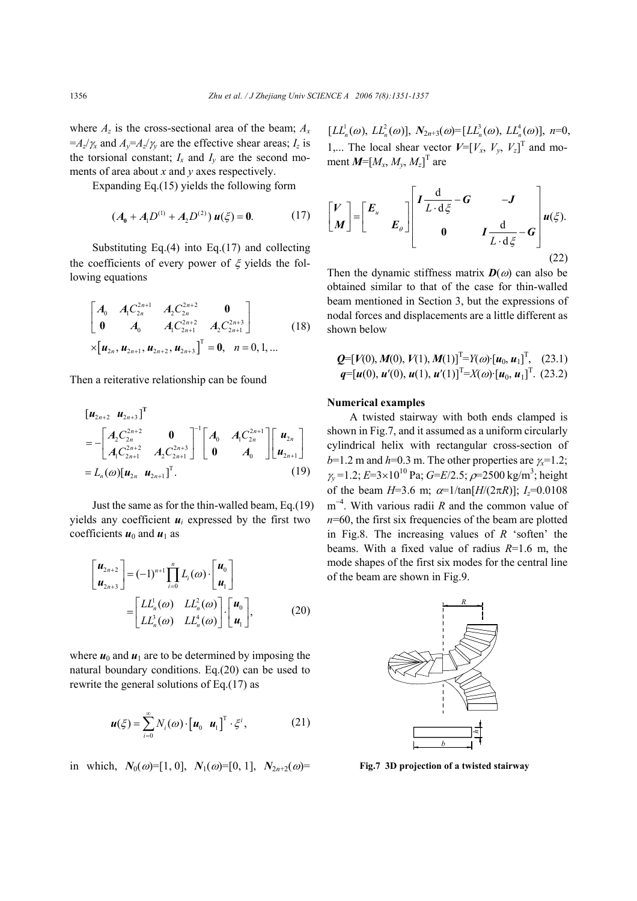where $A_z$ is the cross-sectional area of the beam; $A_x = A_z/\gamma_x$ and $A_y = A_z/\gamma_y$ are the effective shear areas; $I_z$ is the torsional constant; $I_x$ and $I_y$ are the second moments of area about $x$ and $y$ axes respectively.

Expanding Eq.(15) yields the following form

$$(\boldsymbol{A}_0 + \boldsymbol{A}_1 D^{(1)} + \boldsymbol{A}_2 D^{(2)})\,\boldsymbol{u}(\xi) = \boldsymbol{0}. \tag{17}$$

Substituting Eq.(4) into Eq.(17) and collecting the coefficients of every power of $\xi$ yields the following equations

$$\begin{bmatrix} \boldsymbol{A}_0 & \boldsymbol{A}_1 C_{2n}^{2n+1} & \boldsymbol{A}_2 C_{2n}^{2n+2} & \boldsymbol{0} \\ \boldsymbol{0} & \boldsymbol{A}_0 & \boldsymbol{A}_1 C_{2n+1}^{2n+2} & \boldsymbol{A}_2 C_{2n+1}^{2n+3} \end{bmatrix} \times \left[\boldsymbol{u}_{2n}, \boldsymbol{u}_{2n+1}, \boldsymbol{u}_{2n+2}, \boldsymbol{u}_{2n+3}\right]^{\mathrm{T}} = \boldsymbol{0}, \quad n = 0, 1, \ldots \tag{18}$$

Then a reiterative relationship can be found

$$\begin{aligned} &[\boldsymbol{u}_{2n+2} \quad \boldsymbol{u}_{2n+3}]^{\mathrm{T}} \\ &= -\begin{bmatrix} \boldsymbol{A}_2 C_{2n}^{2n+2} & \boldsymbol{0} \\ \boldsymbol{A}_1 C_{2n+1}^{2n+2} & \boldsymbol{A}_2 C_{2n+1}^{2n+3} \end{bmatrix}^{-1} \begin{bmatrix} \boldsymbol{A}_0 & \boldsymbol{A}_1 C_{2n}^{2n+1} \\ \boldsymbol{0} & \boldsymbol{A}_0 \end{bmatrix} \begin{bmatrix} \boldsymbol{u}_{2n} \\ \boldsymbol{u}_{2n+1} \end{bmatrix} \\ &= L_n(\omega)[\boldsymbol{u}_{2n} \quad \boldsymbol{u}_{2n+1}]^{\mathrm{T}}. \end{aligned} \tag{19}$$

Just the same as for the thin-walled beam, Eq.(19) yields any coefficient $\boldsymbol{u}_i$ expressed by the first two coefficients $\boldsymbol{u}_0$ and $\boldsymbol{u}_1$ as

$$\begin{bmatrix} \boldsymbol{u}_{2n+2} \\ \boldsymbol{u}_{2n+3} \end{bmatrix} = (-1)^{n+1} \prod_{i=0}^{n} L_i(\omega) \cdot \begin{bmatrix} \boldsymbol{u}_0 \\ \boldsymbol{u}_1 \end{bmatrix} = \begin{bmatrix} LL_n^1(\omega) & LL_n^2(\omega) \\ LL_n^3(\omega) & LL_n^4(\omega) \end{bmatrix} \cdot \begin{bmatrix} \boldsymbol{u}_0 \\ \boldsymbol{u}_1 \end{bmatrix}, \tag{20}$$

where $\boldsymbol{u}_0$ and $\boldsymbol{u}_1$ are to be determined by imposing the natural boundary conditions. Eq.(20) can be used to rewrite the general solutions of Eq.(17) as

$$\boldsymbol{u}(\xi) = \sum_{i=0}^{\infty} N_i(\omega) \cdot \left[\boldsymbol{u}_0 \quad \boldsymbol{u}_1\right]^{\mathrm{T}} \cdot \xi^i, \tag{21}$$

in which, $\boldsymbol{N}_0(\omega)=[1, 0]$, $\boldsymbol{N}_1(\omega)=[0, 1]$, $\boldsymbol{N}_{2n+2}(\omega)=[LL_n^1(\omega), LL_n^2(\omega)]$, $\boldsymbol{N}_{2n+3}(\omega)=[LL_n^3(\omega), LL_n^4(\omega)]$, $n$=0, 1,... The local shear vector $\boldsymbol{V}=[V_x, V_y, V_z]^{\mathrm{T}}$ and moment $\boldsymbol{M}=[M_x, M_y, M_z]^{\mathrm{T}}$ are

$$\begin{bmatrix} \boldsymbol{V} \\ \boldsymbol{M} \end{bmatrix} = \begin{bmatrix} \boldsymbol{E}_u & \\ & \boldsymbol{E}_\theta \end{bmatrix} \begin{bmatrix} \boldsymbol{I}\dfrac{\mathrm{d}}{L \cdot \mathrm{d}\xi} - \boldsymbol{G} & -\boldsymbol{J} \\ \boldsymbol{0} & \boldsymbol{I}\dfrac{\mathrm{d}}{L \cdot \mathrm{d}\xi} - \boldsymbol{G} \end{bmatrix} \boldsymbol{u}(\xi). \tag{22}$$

Then the dynamic stiffness matrix $\boldsymbol{D}(\omega)$ can also be obtained similar to that of the case for thin-walled beam mentioned in Section 3, but the expressions of nodal forces and displacements are a little different as shown below

$$\boldsymbol{Q}=[\boldsymbol{V}(0), \boldsymbol{M}(0), \boldsymbol{V}(1), \boldsymbol{M}(1)]^{\mathrm{T}}=Y(\omega)\cdot[\boldsymbol{u}_0, \boldsymbol{u}_1]^{\mathrm{T}}, \tag{23.1}$$

$$\boldsymbol{q}=[\boldsymbol{u}(0), \boldsymbol{u}'(0), \boldsymbol{u}(1), \boldsymbol{u}'(1)]^{\mathrm{T}}=X(\omega)\cdot[\boldsymbol{u}_0, \boldsymbol{u}_1]^{\mathrm{T}}. \tag{23.2}$$

**Numerical examples**

A twisted stairway with both ends clamped is shown in Fig.7, and it assumed as a uniform circularly cylindrical helix with rectangular cross-section of $b$=1.2 m and $h$=0.3 m. The other properties are $\gamma_x$=1.2; $\gamma_y$=1.2; $E$=3×10$^{10}$ Pa; $G$=$E$/2.5; $\rho$=2500 kg/m$^3$; height of the beam $H$=3.6 m; $\alpha$=1/tan[$H$/(2π$R$)]; $I_z$=0.0108 m$^{-4}$. With various radii $R$ and the common value of $n$=60, the first six frequencies of the beam are plotted in Fig.8. The increasing values of $R$ 'soften' the beams. With a fixed value of radius $R$=1.6 m, the mode shapes of the first six modes for the central line of the beam are shown in Fig.9.

**Fig.7 3D projection of a twisted stairway**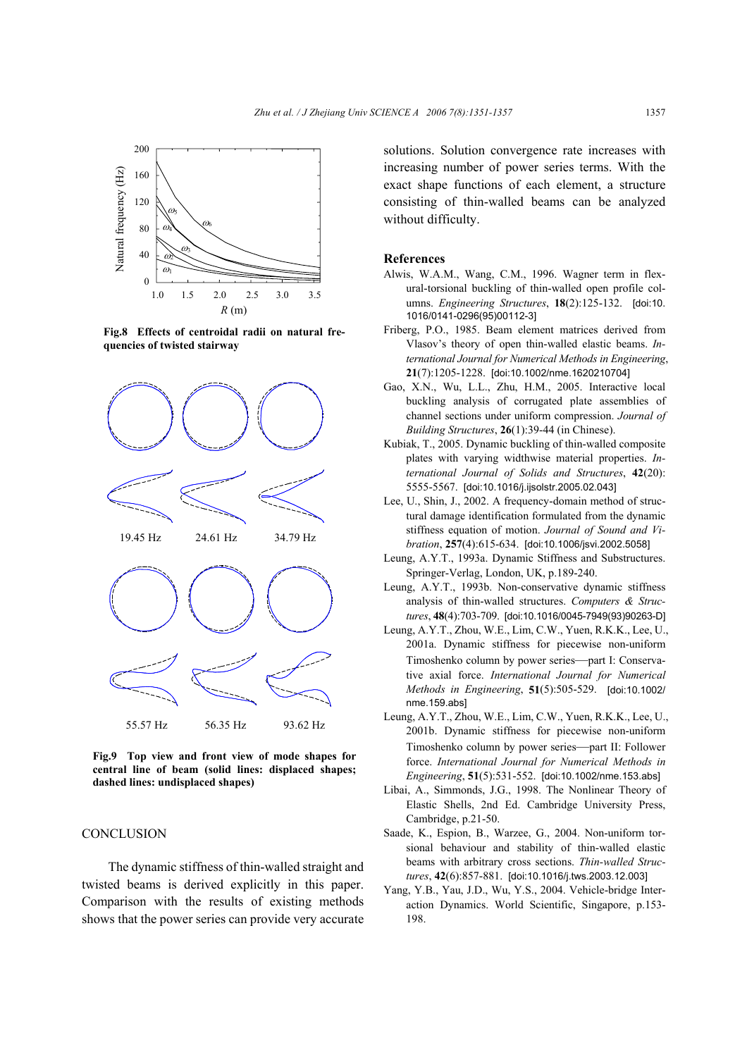200
160
120
80
40
0
Natural frequency (Hz)
1.0 1.5 2.0 2.5 3.0 3.5
$R$ (m)
$\omega_1$ $\omega_2$ $\omega_3$ $\omega_4$ $\omega_5$ $\omega_6$

**Fig.8 Effects of centroidal radii on natural frequencies of twisted stairway**

19.45 Hz 24.61 Hz 34.79 Hz

55.57 Hz 56.35 Hz 93.62 Hz

**Fig.9 Top view and front view of mode shapes for central line of beam (solid lines: displaced shapes; dashed lines: undisplaced shapes)**

## CONCLUSION

The dynamic stiffness of thin-walled straight and twisted beams is derived explicitly in this paper. Comparison with the results of existing methods shows that the power series can provide very accurate solutions. Solution convergence rate increases with increasing number of power series terms. With the exact shape functions of each element, a structure consisting of thin-walled beams can be analyzed without difficulty.

## References

Alwis, W.A.M., Wang, C.M., 1996. Wagner term in flexural-torsional buckling of thin-walled open profile columns. *Engineering Structures*, **18**(2):125-132. [doi:10.1016/0141-0296(95)00112-3]

Friberg, P.O., 1985. Beam element matrices derived from Vlasov's theory of open thin-walled elastic beams. *International Journal for Numerical Methods in Engineering*, **21**(7):1205-1228. [doi:10.1002/nme.1620210704]

Gao, X.N., Wu, L.L., Zhu, H.M., 2005. Interactive local buckling analysis of corrugated plate assemblies of channel sections under uniform compression. *Journal of Building Structures*, **26**(1):39-44 (in Chinese).

Kubiak, T., 2005. Dynamic buckling of thin-walled composite plates with varying widthwise material properties. *International Journal of Solids and Structures*, **42**(20): 5555-5567. [doi:10.1016/j.ijsolstr.2005.02.043]

Lee, U., Shin, J., 2002. A frequency-domain method of structural damage identification formulated from the dynamic stiffness equation of motion. *Journal of Sound and Vibration*, **257**(4):615-634. [doi:10.1006/jsvi.2002.5058]

Leung, A.Y.T., 1993a. Dynamic Stiffness and Substructures. Springer-Verlag, London, UK, p.189-240.

Leung, A.Y.T., 1993b. Non-conservative dynamic stiffness analysis of thin-walled structures. *Computers & Structures*, **48**(4):703-709. [doi:10.1016/0045-7949(93)90263-D]

Leung, A.Y.T., Zhou, W.E., Lim, C.W., Yuen, R.K.K., Lee, U., 2001a. Dynamic stiffness for piecewise non-uniform Timoshenko column by power series—part I: Conservative axial force. *International Journal for Numerical Methods in Engineering*, **51**(5):505-529. [doi:10.1002/nme.159.abs]

Leung, A.Y.T., Zhou, W.E., Lim, C.W., Yuen, R.K.K., Lee, U., 2001b. Dynamic stiffness for piecewise non-uniform Timoshenko column by power series—part II: Follower force. *International Journal for Numerical Methods in Engineering*, **51**(5):531-552. [doi:10.1002/nme.153.abs]

Libai, A., Simmonds, J.G., 1998. The Nonlinear Theory of Elastic Shells, 2nd Ed. Cambridge University Press, Cambridge, p.21-50.

Saade, K., Espion, B., Warzee, G., 2004. Non-uniform torsional behaviour and stability of thin-walled elastic beams with arbitrary cross sections. *Thin-walled Structures*, **42**(6):857-881. [doi:10.1016/j.tws.2003.12.003]

Yang, Y.B., Yau, J.D., Wu, Y.S., 2004. Vehicle-bridge Interaction Dynamics. World Scientific, Singapore, p.153-198.